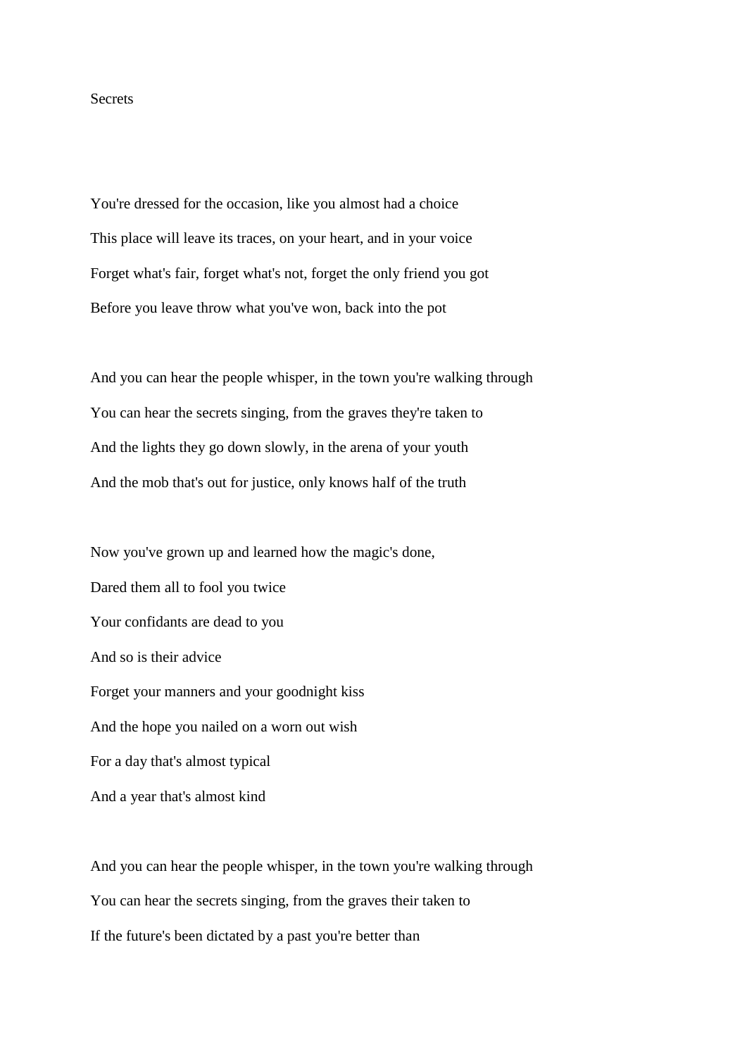Secrets

You're dressed for the occasion, like you almost had a choice
This place will leave its traces, on your heart, and in your voice
Forget what's fair, forget what's not, forget the only friend you got
Before you leave throw what you've won, back into the pot

And you can hear the people whisper, in the town you're walking through
You can hear the secrets singing, from the graves they're taken to
And the lights they go down slowly, in the arena of your youth
And the mob that's out for justice, only knows half of the truth

Now you've grown up and learned how the magic's done,
Dared them all to fool you twice
Your confidants are dead to you
And so is their advice
Forget your manners and your goodnight kiss
And the hope you nailed on a worn out wish
For a day that's almost typical
And a year that's almost kind

And you can hear the people whisper, in the town you're walking through
You can hear the secrets singing, from the graves their taken to
If the future's been dictated by a past you're better than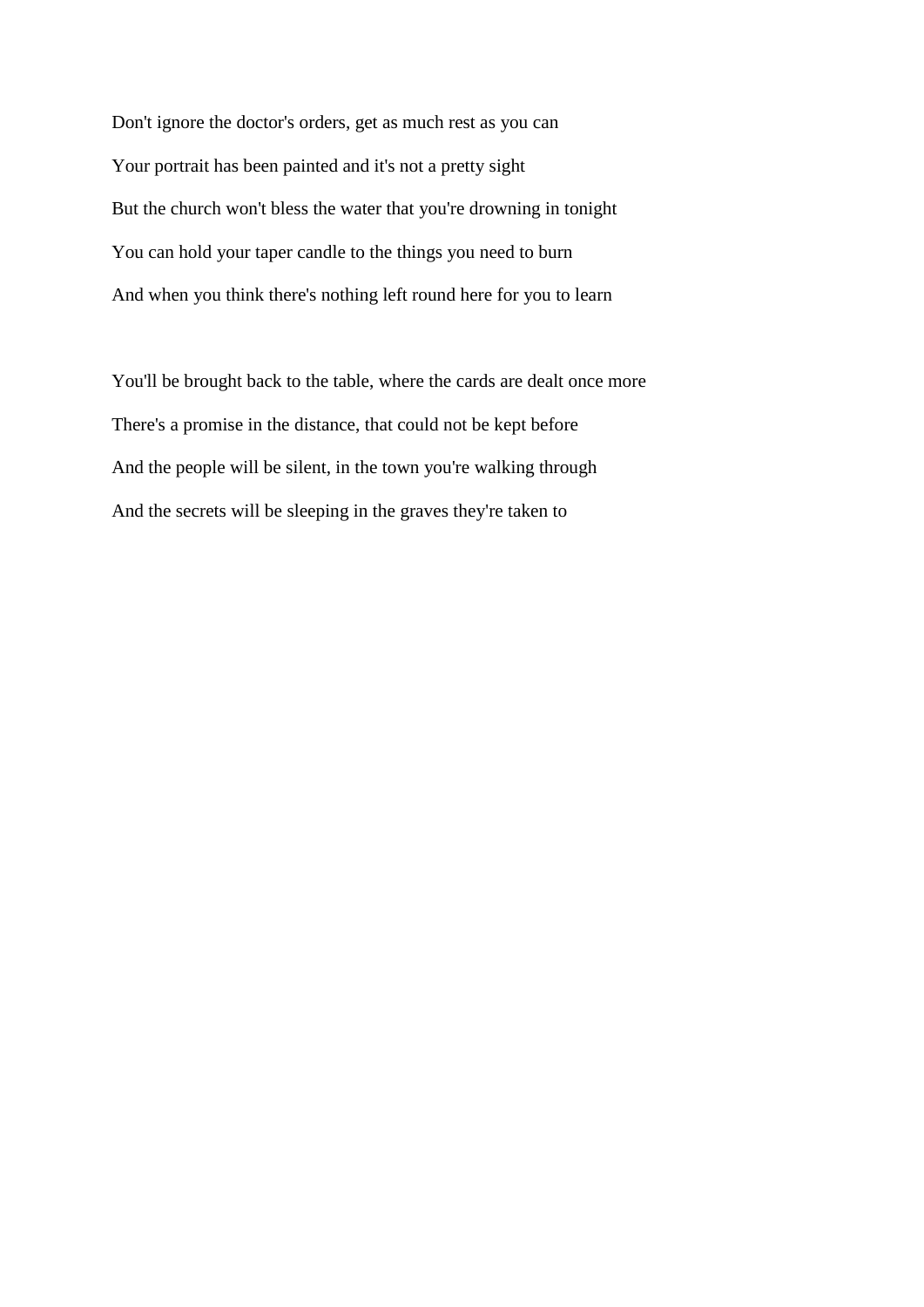Don't ignore the doctor's orders, get as much rest as you can

Your portrait has been painted and it's not a pretty sight

But the church won't bless the water that you're drowning in tonight

You can hold your taper candle to the things you need to burn

And when you think there's nothing left round here for you to learn

You'll be brought back to the table, where the cards are dealt once more

There's a promise in the distance, that could not be kept before

And the people will be silent, in the town you're walking through

And the secrets will be sleeping in the graves they're taken to